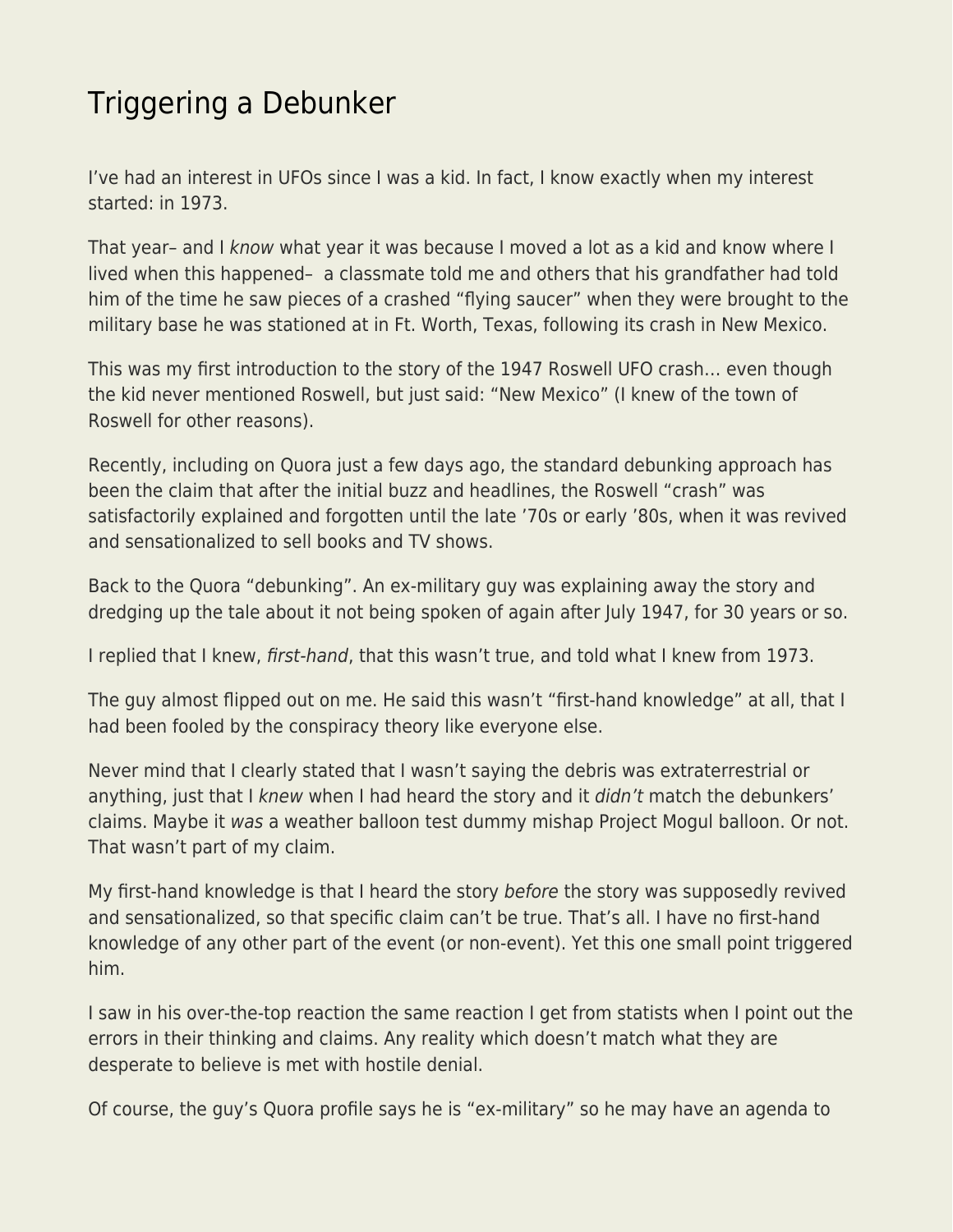# Triggering a Debunker

I've had an interest in UFOs since I was a kid. In fact, I know exactly when my interest started: in 1973.

That year– and I *know* what year it was because I moved a lot as a kid and know where I lived when this happened– a classmate told me and others that his grandfather had told him of the time he saw pieces of a crashed "flying saucer" when they were brought to the military base he was stationed at in Ft. Worth, Texas, following its crash in New Mexico.

This was my first introduction to the story of the 1947 Roswell UFO crash… even though the kid never mentioned Roswell, but just said: "New Mexico" (I knew of the town of Roswell for other reasons).

Recently, including on Quora just a few days ago, the standard debunking approach has been the claim that after the initial buzz and headlines, the Roswell "crash" was satisfactorily explained and forgotten until the late '70s or early '80s, when it was revived and sensationalized to sell books and TV shows.

Back to the Quora "debunking". An ex-military guy was explaining away the story and dredging up the tale about it not being spoken of again after July 1947, for 30 years or so.

I replied that I knew, *first-hand*, that this wasn't true, and told what I knew from 1973.

The guy almost flipped out on me. He said this wasn't "first-hand knowledge" at all, that I had been fooled by the conspiracy theory like everyone else.

Never mind that I clearly stated that I wasn't saying the debris was extraterrestrial or anything, just that I *knew* when I had heard the story and it *didn't* match the debunkers' claims. Maybe it *was* a weather balloon test dummy mishap Project Mogul balloon. Or not. That wasn't part of my claim.

My first-hand knowledge is that I heard the story *before* the story was supposedly revived and sensationalized, so that specific claim can't be true. That's all. I have no first-hand knowledge of any other part of the event (or non-event). Yet this one small point triggered him.

I saw in his over-the-top reaction the same reaction I get from statists when I point out the errors in their thinking and claims. Any reality which doesn't match what they are desperate to believe is met with hostile denial.

Of course, the guy's Quora profile says he is "ex-military" so he may have an agenda to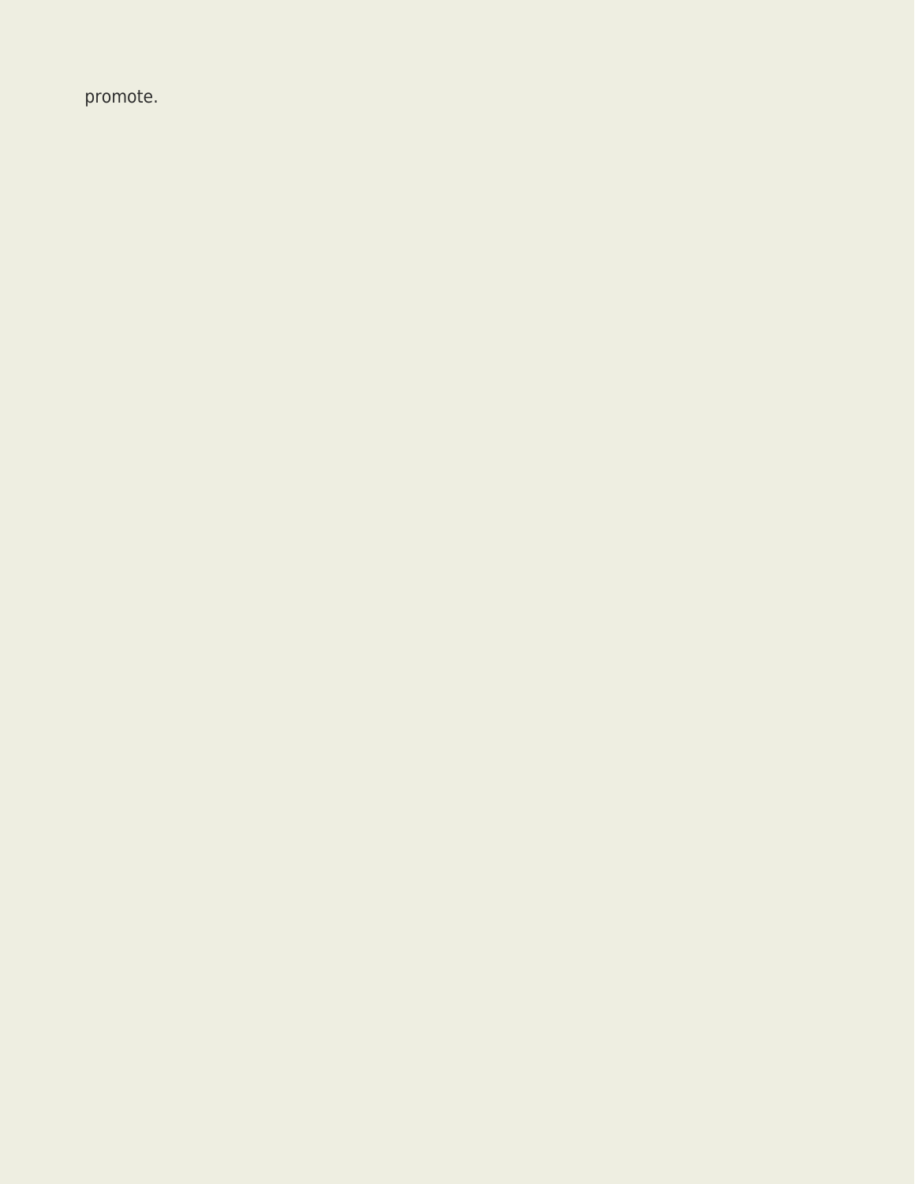promote.